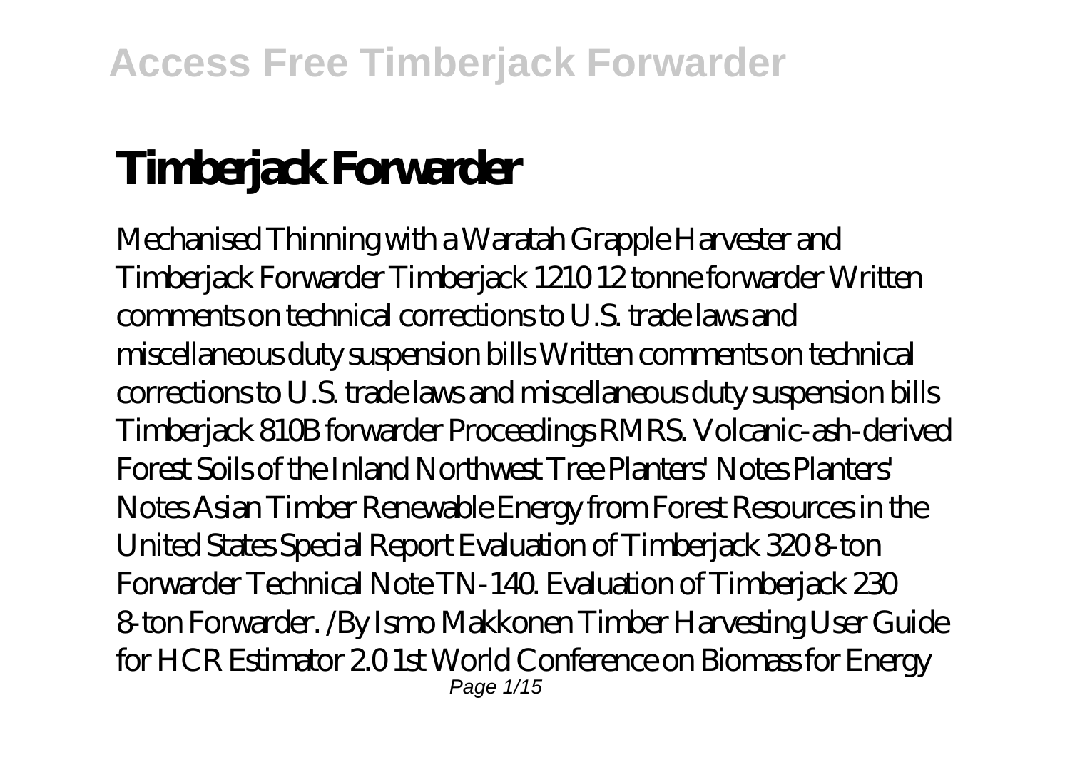# Timberjack Forwarder

Mechanised Thinning with a Waratah Grapple Harvester and Timberjack Forwarder Timberjack 1210 12 tonne forwarder Written comments on technical corrections to U.S. trade laws and miscellaneous duty suspension bills Written comments on technical corrections to U.S. trade laws and miscellaneous duty suspension bills Timberjack 810B forwarder Proceedings RMRS. Volcanic-ash-derived Forest Soils of the Inland Northwest Tree Planters' Notes Planters' Notes Asian Timber Renewable Energy from Forest Resources in the United States Special Report Evaluation of Timberjack 320 8-ton Forwarder Technical Note TN-140. Evaluation of Timberjack 230 8-ton Forwarder. /By Ismo Makkonen Timber Harvesting User Guide for HCR Estimator 2.0 1st World Conference on Biomass for Energy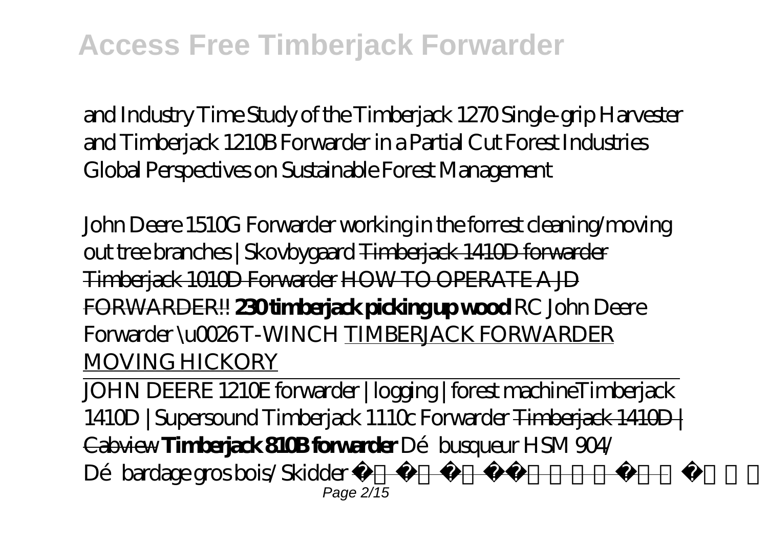and Industry Time Study of the Timberjack 1270 Single-grip Harvester and Timberjack 1210B Forwarder in a Partial Cut Forest Industries Global Perspectives on Sustainable Forest Management

*John Deere 1510G Forwarder working in the forrest cleaning/moving out tree branches | Skovbygaard* ~~Timberjack 1410D forwarder~~ ~~Timberjack 1010D Forwarder~~ ~~HOW TO OPERATE A JD FORWARDER!!~~ **230 timberjack picking up wood** *RC John Deere Forwarder \u0026 T-WINCH* TIMBERJACK FORWARDER MOVING HICKORY

JOHN DEERE 1210E forwarder | logging | forest machine *Timberjack 1410D | Supersound Timberjack 1110c Forwarder* ~~Timberjack 1410D | Cabview~~ **Timberjack 810B forwarder** *Débusqueur HSM 904/ Débardage gros bois/ Skidder*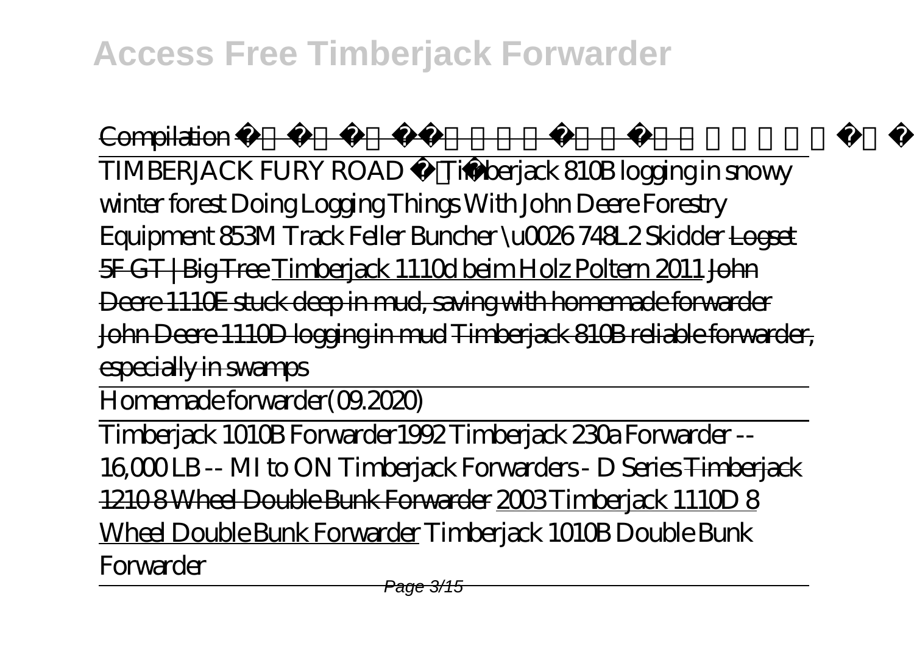Compilation

TIMBERJACK FURY ROAD *Timberjack 810B logging in snowy winter forest* *Doing Logging Things With John Deere Forestry Equipment 853M Track Feller Buncher \u0026 748L2 Skidder* ~~Logset 5F GT | Big Tree~~ Timberjack 1110d beim Holz Poltern 2011 ~~John Deere 1110E stuck deep in mud, saving with homemade forwarder~~ ~~John Deere 1110D logging in mud~~ ~~Timberjack 810B reliable forwarder, especially in swamps~~

Homemade forwarder(09.2020)

Timberjack 1010B Forwarder *1992 Timberjack 230a Forwarder -- 16,000 LB -- MI to ON* *Timberjack Forwarders - D Series* ~~Timberjack 1210 8 Wheel Double Bunk Forwarder~~ 2003 Timberjack 1110D 8 Wheel Double Bunk Forwarder *Timberjack 1010B Double Bunk Forwarder*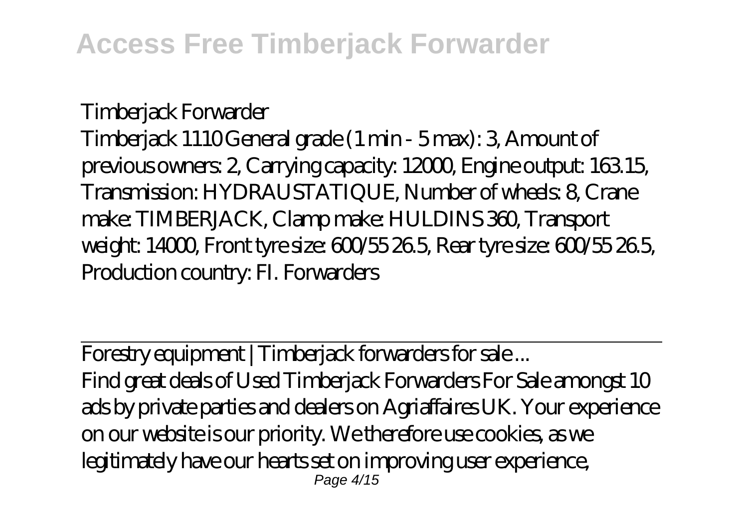*Timberjack Forwarder*

Timberjack 1110 General grade (1 min - 5 max): 3, Amount of previous owners: 2, Carrying capacity: 12000, Engine output: 163.15, Transmission: HYDRAUSTATIQUE, Number of wheels: 8, Crane make: TIMBERJACK, Clamp make: HULDINS 360, Transport weight: 14000, Front tyre size: 600/55 26.5, Rear tyre size: 600/55 26.5, Production country: FI. Forwarders

Forestry equipment | Timberjack forwarders for sale ...

Find great deals of Used Timberjack Forwarders For Sale amongst 10 ads by private parties and dealers on Agriaffaires UK. Your experience on our website is our priority. We therefore use cookies, as we legitimately have our hearts set on improving user experience,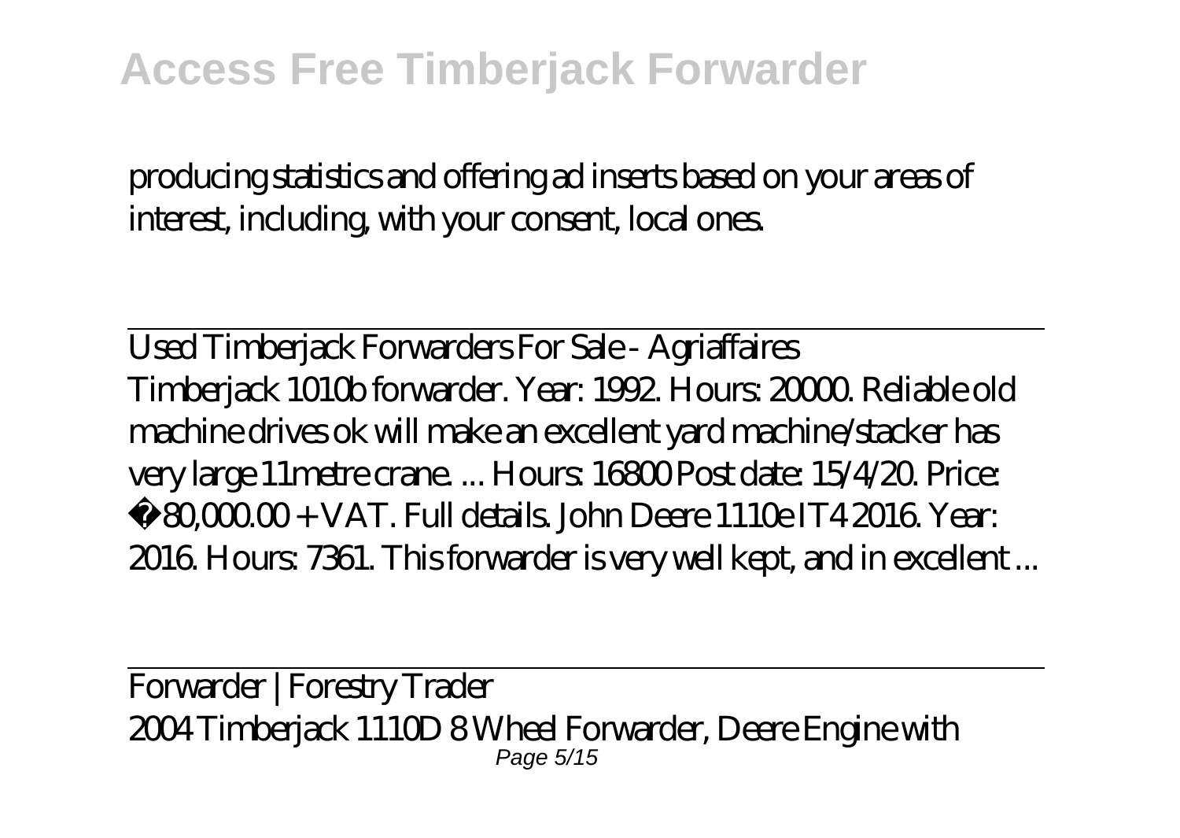producing statistics and offering ad inserts based on your areas of interest, including, with your consent, local ones.

Used Timberjack Forwarders For Sale - Agriaffaires

Timberjack 1010b forwarder. Year: 1992. Hours: 20000. Reliable old machine drives ok will make an excellent yard machine/stacker has very large 11metre crane. ... Hours: 16800 Post date: 15/4/20. Price: £80,000.00 + VAT. Full details. John Deere 1110e IT4 2016. Year: 2016. Hours: 7361. This forwarder is very well kept, and in excellent ...

Forwarder | Forestry Trader

2004 Timberjack 1110D 8 Wheel Forwarder, Deere Engine with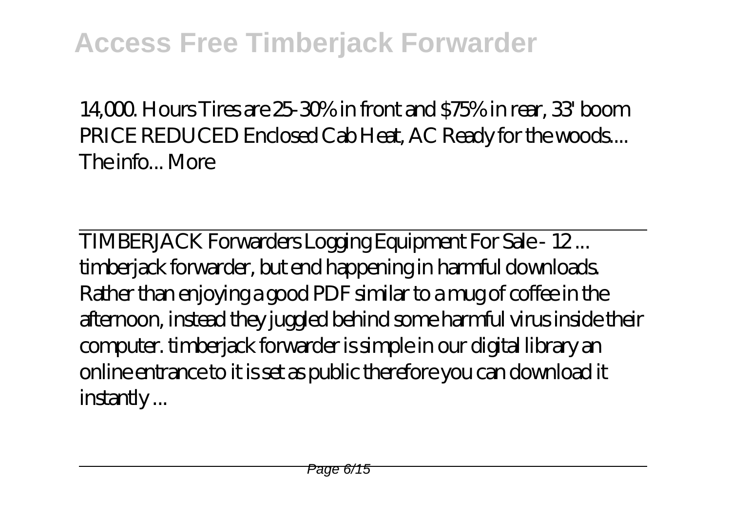14,000. Hours Tires are 25-30% in front and $75% in rear, 33' boom PRICE REDUCED Enclosed Cab Heat, AC Ready for the woods.... The info... More

TIMBERJACK Forwarders Logging Equipment For Sale - 12 ...

timberjack forwarder, but end happening in harmful downloads. Rather than enjoying a good PDF similar to a mug of coffee in the afternoon, instead they juggled behind some harmful virus inside their computer. timberjack forwarder is simple in our digital library an online entrance to it is set as public therefore you can download it instantly ...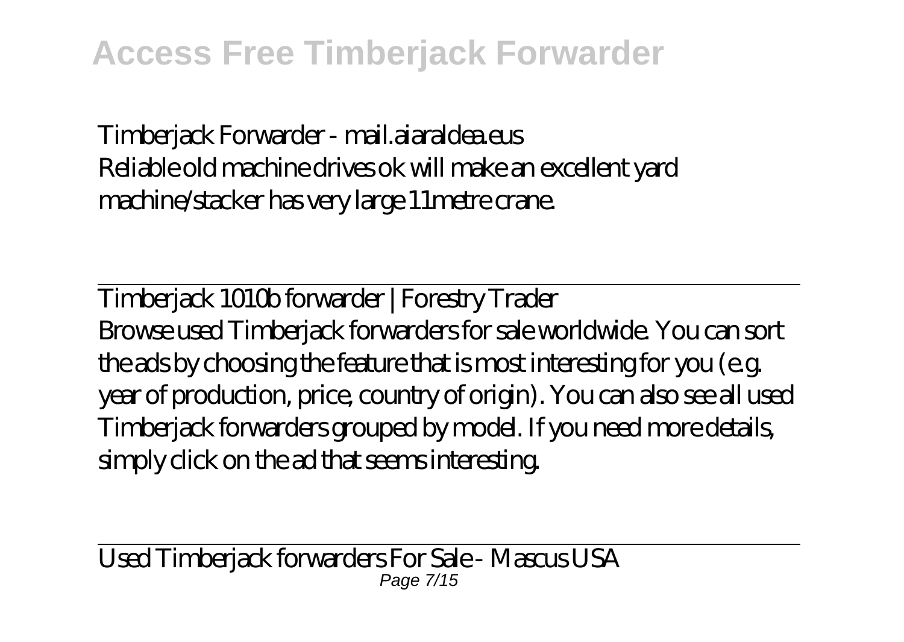Timberjack Forwarder - mail.aiaraldea.eus
Reliable old machine drives ok will make an excellent yard machine/stacker has very large 11metre crane.

Timberjack 1010b forwarder | Forestry Trader
Browse used Timberjack forwarders for sale worldwide. You can sort the ads by choosing the feature that is most interesting for you (e.g. year of production, price, country of origin). You can also see all used Timberjack forwarders grouped by model. If you need more details, simply click on the ad that seems interesting.

Used Timberjack forwarders For Sale - Mascus USA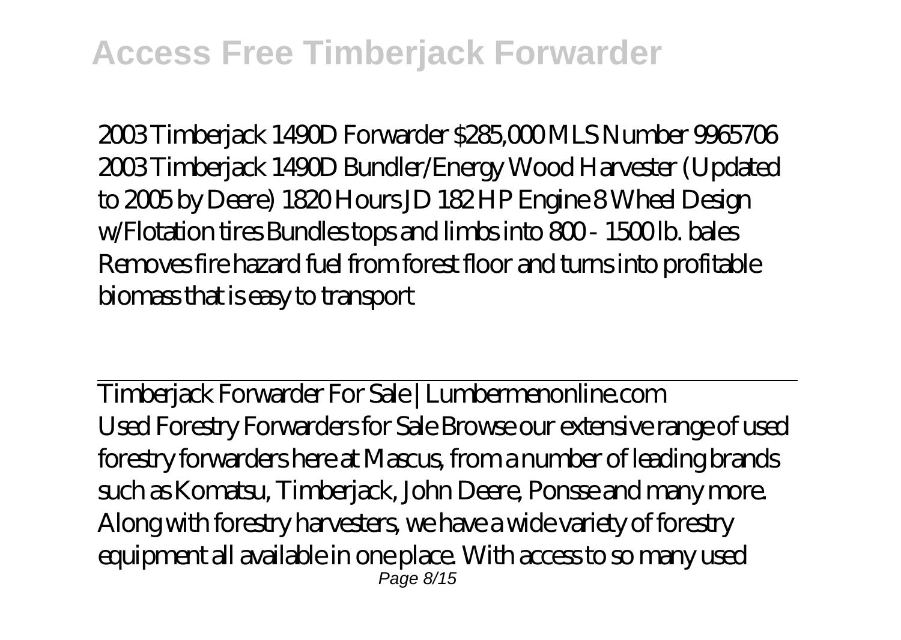2003 Timberjack 1490D Forwarder $285,000 MLS Number 9965706 2003 Timberjack 1490D Bundler/Energy Wood Harvester (Updated to 2005 by Deere) 1820 Hours JD 182 HP Engine 8 Wheel Design w/Flotation tires Bundles tops and limbs into 800 - 1500 lb. bales Removes fire hazard fuel from forest floor and turns into profitable biomass that is easy to transport

Timberjack Forwarder For Sale | Lumbermenonline.com

Used Forestry Forwarders for Sale Browse our extensive range of used forestry forwarders here at Mascus, from a number of leading brands such as Komatsu, Timberjack, John Deere, Ponsse and many more. Along with forestry harvesters, we have a wide variety of forestry equipment all available in one place. With access to so many used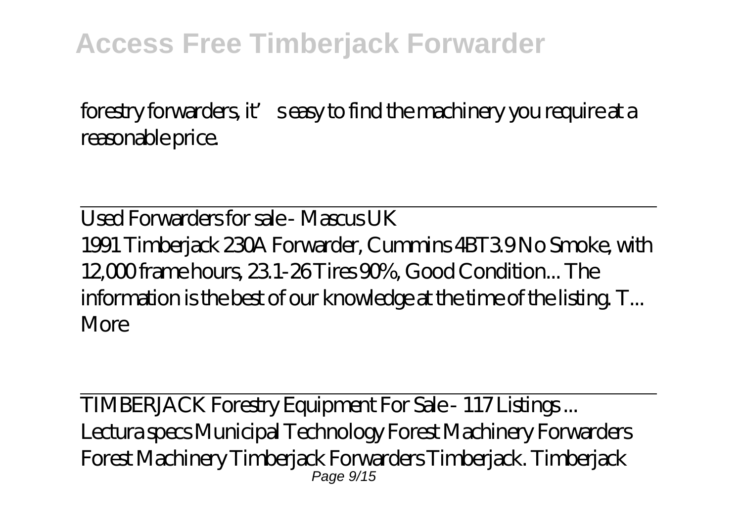forestry forwarders, it's easy to find the machinery you require at a reasonable price.

Used Forwarders for sale - Mascus UK

1991 Timberjack 230A Forwarder, Cummins 4BT3.9 No Smoke, with 12,000 frame hours, 23.1-26 Tires 90%, Good Condition... The information is the best of our knowledge at the time of the listing. T... More

TIMBERJACK Forestry Equipment For Sale - 117 Listings ...

Lectura specs Municipal Technology Forest Machinery Forwarders Forest Machinery Timberjack Forwarders Timberjack. Timberjack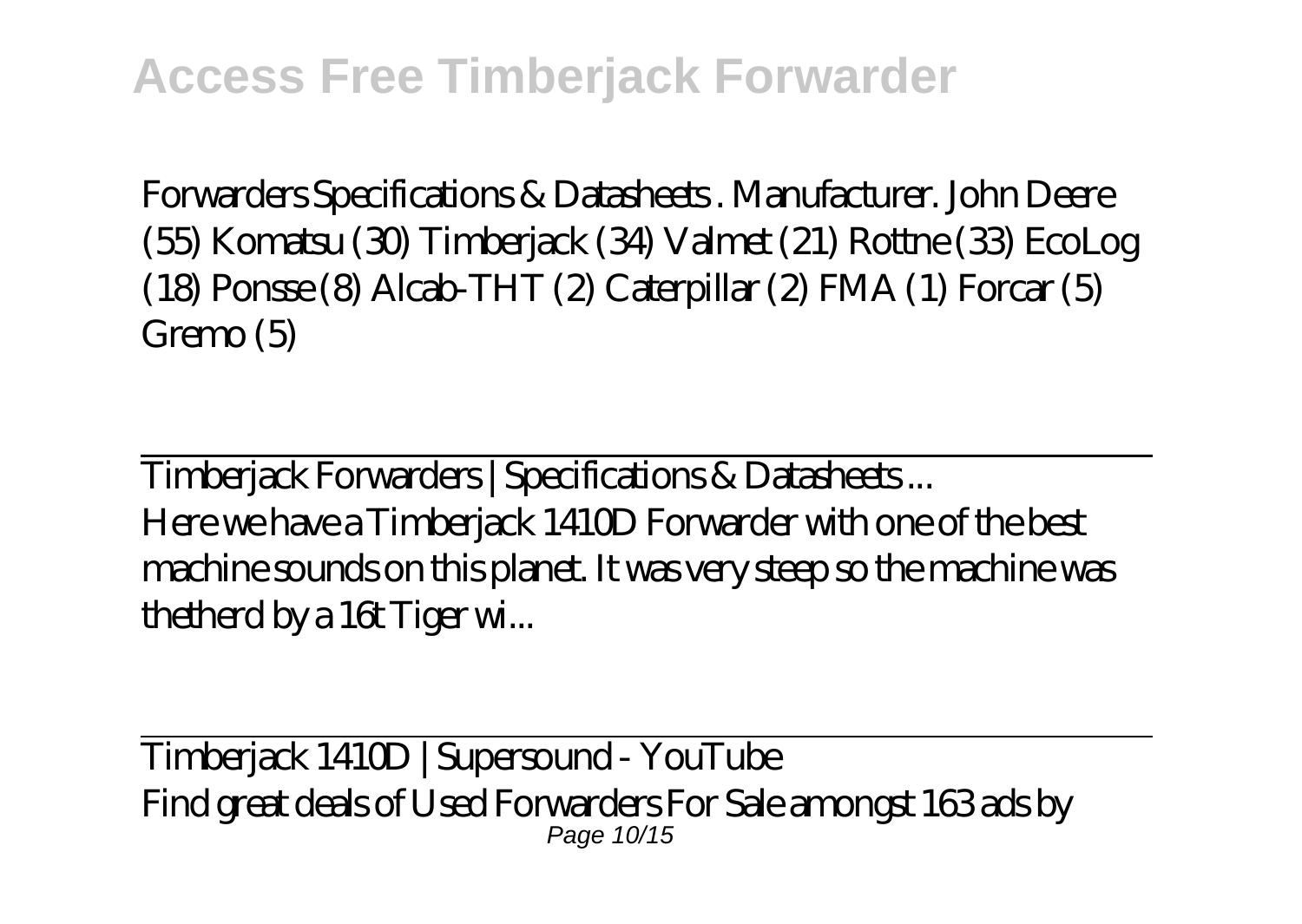Forwarders Specifications & Datasheets . Manufacturer. John Deere (55) Komatsu (30) Timberjack (34) Valmet (21) Rottne (33) EcoLog (18) Ponsse (8) Alcab-THT (2) Caterpillar (2) FMA (1) Forcar (5) Gremo (5)

---

Timberjack Forwarders | Specifications & Datasheets ...

Here we have a Timberjack 1410D Forwarder with one of the best machine sounds on this planet. It was very steep so the machine was thetherd by a 16t Tiger wi...

---

Timberjack 1410D | Supersound - YouTube

Find great deals of Used Forwarders For Sale amongst 163 ads by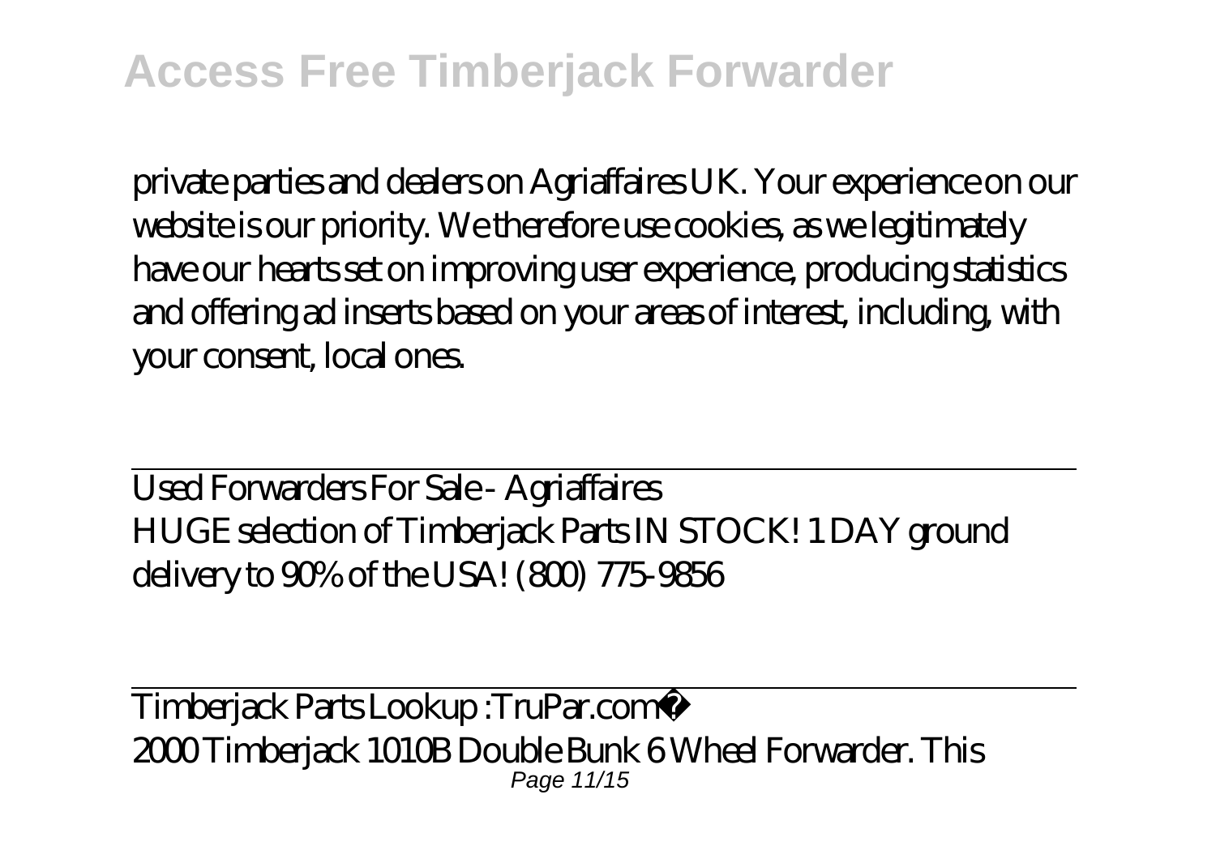private parties and dealers on Agriaffaires UK. Your experience on our website is our priority. We therefore use cookies, as we legitimately have our hearts set on improving user experience, producing statistics and offering ad inserts based on your areas of interest, including, with your consent, local ones.

---

Used Forwarders For Sale - Agriaffaires

HUGE selection of Timberjack Parts IN STOCK! 1 DAY ground delivery to 90% of the USA! (800) 775-9856

---

Timberjack Parts Lookup :TruPar.com®

2000 Timberjack 1010B Double Bunk 6 Wheel Forwarder. This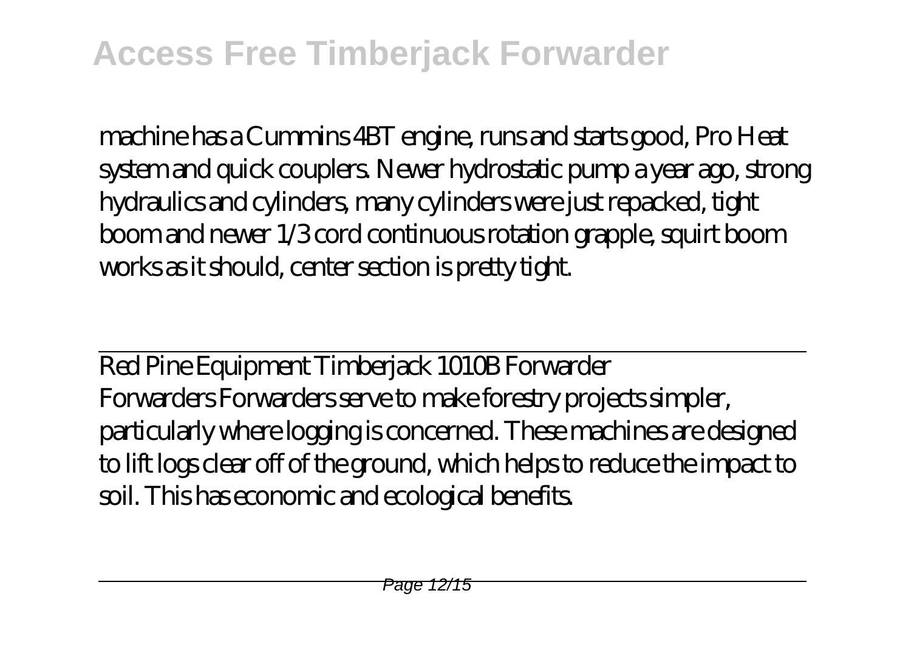machine has a Cummins 4BT engine, runs and starts good, Pro Heat system and quick couplers. Newer hydrostatic pump a year ago, strong hydraulics and cylinders, many cylinders were just repacked, tight boom and newer 1/3 cord continuous rotation grapple, squirt boom works as it should, center section is pretty tight.

Red Pine Equipment Timberjack 1010B Forwarder

Forwarders Forwarders serve to make forestry projects simpler, particularly where logging is concerned. These machines are designed to lift logs clear off of the ground, which helps to reduce the impact to soil. This has economic and ecological benefits.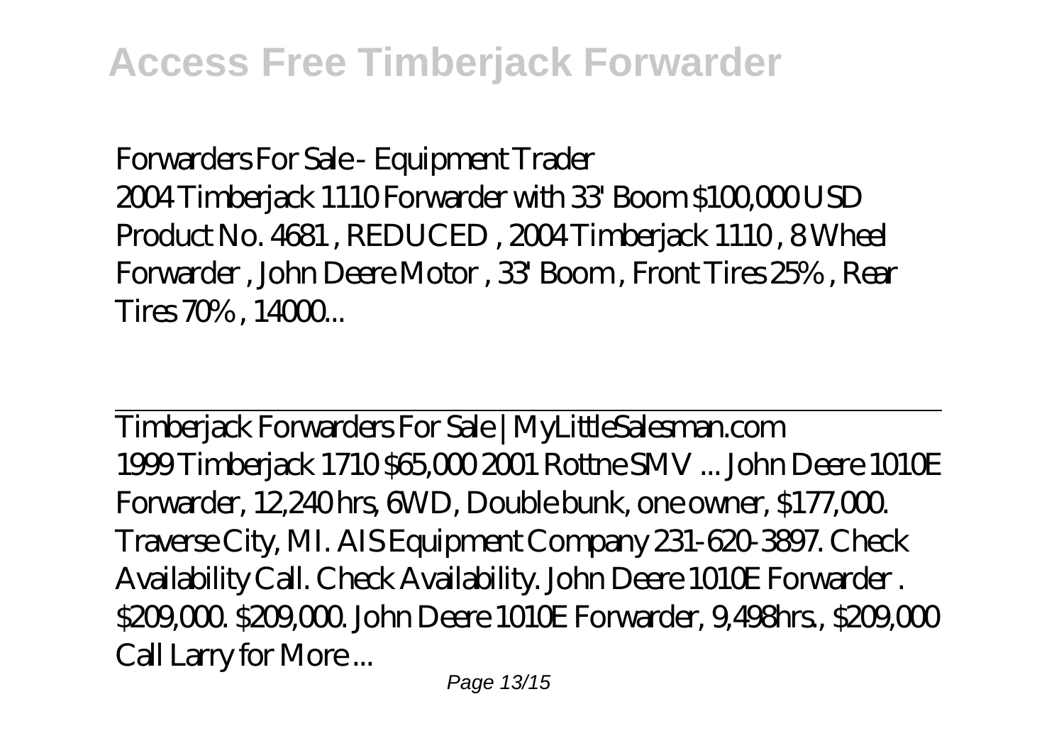Forwarders For Sale - Equipment Trader
2004 Timberjack 1110 Forwarder with 33' Boom $100,000 USD Product No. 4681 , REDUCED , 2004 Timberjack 1110 , 8 Wheel Forwarder , John Deere Motor , 33' Boom , Front Tires 25% , Rear Tires 70% , 14000...

---

Timberjack Forwarders For Sale | MyLittleSalesman.com
1999 Timberjack 1710 $65,000 2001 Rottne SMV ... John Deere 1010E Forwarder, 12,240 hrs, 6WD, Double bunk, one owner, $177,000. Traverse City, MI. AIS Equipment Company 231-620-3897. Check Availability Call. Check Availability. John Deere 1010E Forwarder . $209,000. $209,000. John Deere 1010E Forwarder, 9,498hrs., $209,000 Call Larry for More ...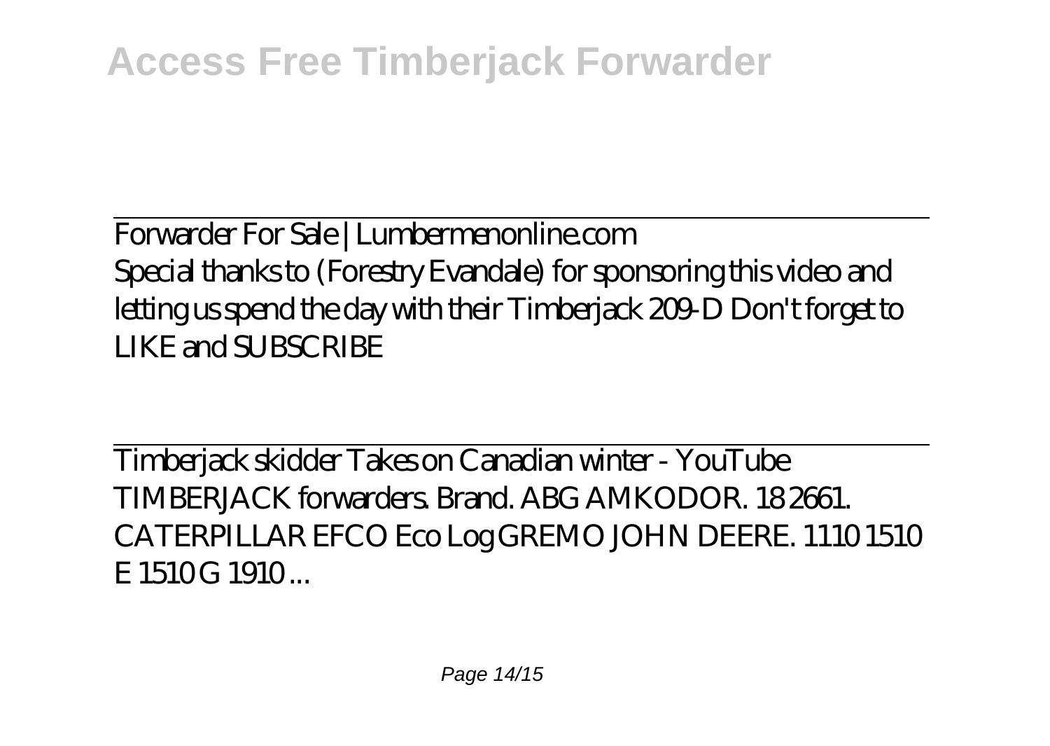Forwarder For Sale | Lumbermenonline.com

Special thanks to (Forestry Evandale) for sponsoring this video and letting us spend the day with their Timberjack 209-D Don't forget to LIKE and SUBSCRIBE

Timberjack skidder Takes on Canadian winter - YouTube

TIMBERJACK forwarders. Brand. ABG AMKODOR. 18 2661. CATERPILLAR EFCO Eco Log GREMO JOHN DEERE. 1110 1510 E 1510 G 1910 ...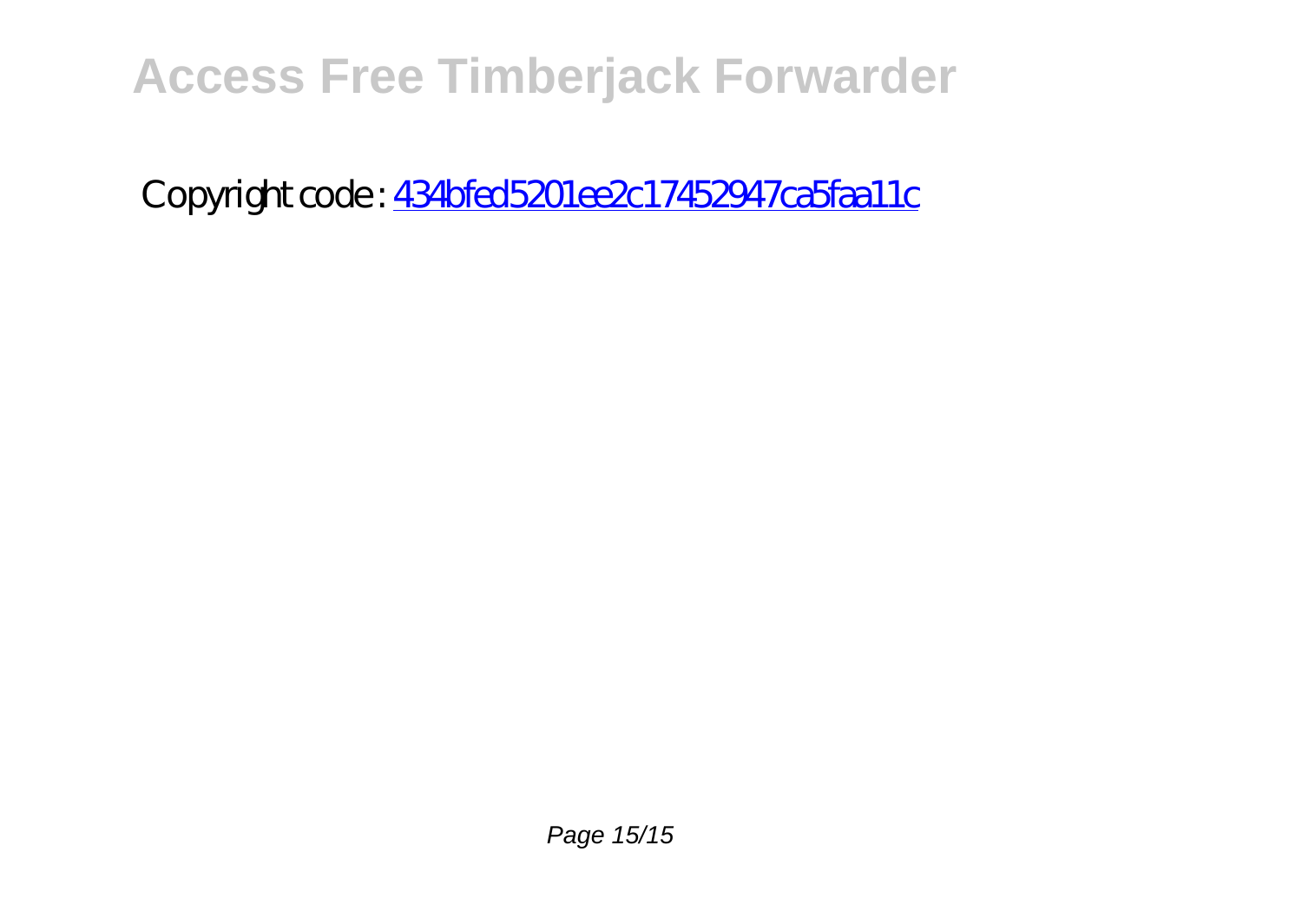Copyright code : 434bfed5201ee2c17452947ca5faa11c